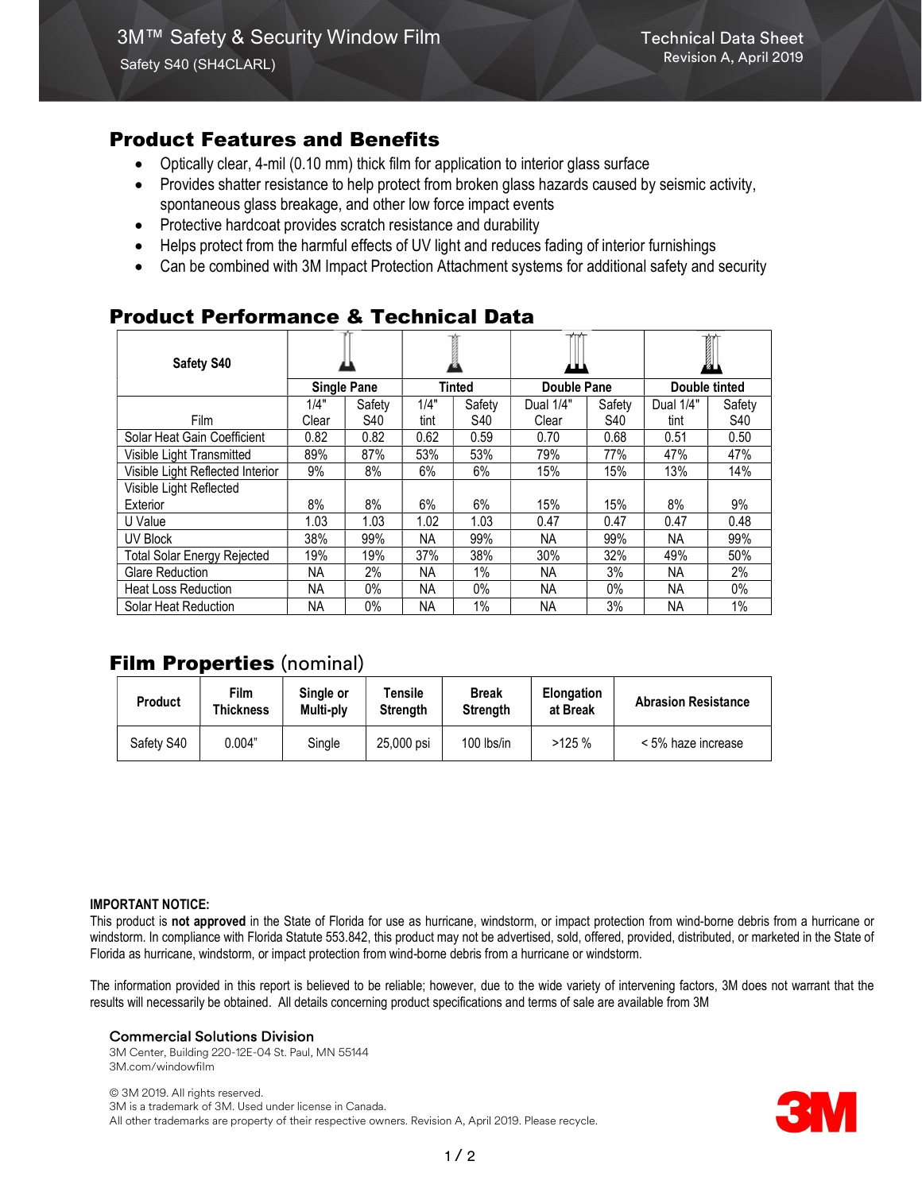# 3M™ Safety & Security Window Film

Safety S40 (SH4CLARL)

Technical Data Sheet
Revision A, April 2019

## Product Features and Benefits

- Optically clear, 4-mil (0.10 mm) thick film for application to interior glass surface
- Provides shatter resistance to help protect from broken glass hazards caused by seismic activity, spontaneous glass breakage, and other low force impact events
- Protective hardcoat provides scratch resistance and durability
- Helps protect from the harmful effects of UV light and reduces fading of interior furnishings
- Can be combined with 3M Impact Protection Attachment systems for additional safety and security

## Product Performance & Technical Data

| Safety S40 | Single Pane | | Tinted | | Double Pane | | Double tinted | |
|---|---|---|---|---|---|---|---|---|
| Film | 1/4" Clear | Safety S40 | 1/4" tint | Safety S40 | Dual 1/4" Clear | Safety S40 | Dual 1/4" tint | Safety S40 |
| Solar Heat Gain Coefficient | 0.82 | 0.82 | 0.62 | 0.59 | 0.70 | 0.68 | 0.51 | 0.50 |
| Visible Light Transmitted | 89% | 87% | 53% | 53% | 79% | 77% | 47% | 47% |
| Visible Light Reflected Interior | 9% | 8% | 6% | 6% | 15% | 15% | 13% | 14% |
| Visible Light Reflected Exterior | 8% | 8% | 6% | 6% | 15% | 15% | 8% | 9% |
| U Value | 1.03 | 1.03 | 1.02 | 1.03 | 0.47 | 0.47 | 0.47 | 0.48 |
| UV Block | 38% | 99% | NA | 99% | NA | 99% | NA | 99% |
| Total Solar Energy Rejected | 19% | 19% | 37% | 38% | 30% | 32% | 49% | 50% |
| Glare Reduction | NA | 2% | NA | 1% | NA | 3% | NA | 2% |
| Heat Loss Reduction | NA | 0% | NA | 0% | NA | 0% | NA | 0% |
| Solar Heat Reduction | NA | 0% | NA | 1% | NA | 3% | NA | 1% |

## Film Properties (nominal)

| Product | Film Thickness | Single or Multi-ply | Tensile Strength | Break Strength | Elongation at Break | Abrasion Resistance |
|---|---|---|---|---|---|---|
| Safety S40 | 0.004" | Single | 25,000 psi | 100 lbs/in | >125 % | < 5% haze increase |

**IMPORTANT NOTICE:**

This product is **not approved** in the State of Florida for use as hurricane, windstorm, or impact protection from wind-borne debris from a hurricane or windstorm. In compliance with Florida Statute 553.842, this product may not be advertised, sold, offered, provided, distributed, or marketed in the State of Florida as hurricane, windstorm, or impact protection from wind-borne debris from a hurricane or windstorm.

The information provided in this report is believed to be reliable; however, due to the wide variety of intervening factors, 3M does not warrant that the results will necessarily be obtained. All details concerning product specifications and terms of sale are available from 3M

**Commercial Solutions Division**
3M Center, Building 220-12E-04 St. Paul, MN 55144
3M.com/windowfilm

© 3M 2019. All rights reserved.
3M is a trademark of 3M. Used under license in Canada.
All other trademarks are property of their respective owners. Revision A, April 2019. Please recycle.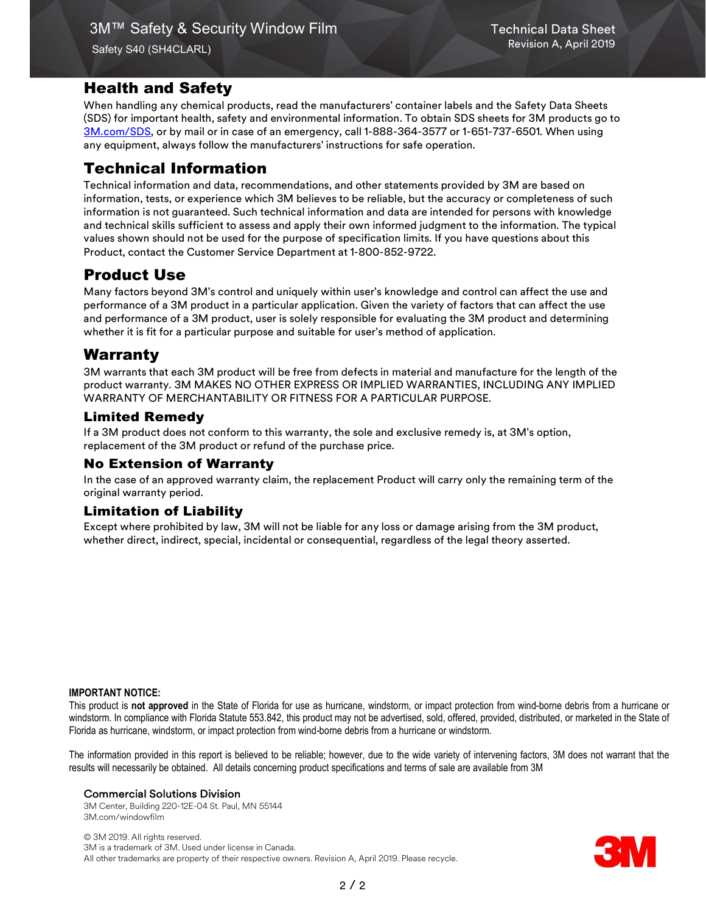## Health and Safety

When handling any chemical products, read the manufacturers' container labels and the Safety Data Sheets (SDS) for important health, safety and environmental information. To obtain SDS sheets for 3M products go to [3M.com/SDS](3M.com/SDS), or by mail or in case of an emergency, call 1-888-364-3577 or 1-651-737-6501. When using any equipment, always follow the manufacturers' instructions for safe operation.

## Technical Information

Technical information and data, recommendations, and other statements provided by 3M are based on information, tests, or experience which 3M believes to be reliable, but the accuracy or completeness of such information is not guaranteed. Such technical information and data are intended for persons with knowledge and technical skills sufficient to assess and apply their own informed judgment to the information. The typical values shown should not be used for the purpose of specification limits. If you have questions about this Product, contact the Customer Service Department at 1-800-852-9722.

## Product Use

Many factors beyond 3M's control and uniquely within user's knowledge and control can affect the use and performance of a 3M product in a particular application. Given the variety of factors that can affect the use and performance of a 3M product, user is solely responsible for evaluating the 3M product and determining whether it is fit for a particular purpose and suitable for user's method of application.

## Warranty

3M warrants that each 3M product will be free from defects in material and manufacture for the length of the product warranty. 3M MAKES NO OTHER EXPRESS OR IMPLIED WARRANTIES, INCLUDING ANY IMPLIED WARRANTY OF MERCHANTABILITY OR FITNESS FOR A PARTICULAR PURPOSE.

### Limited Remedy

If a 3M product does not conform to this warranty, the sole and exclusive remedy is, at 3M's option, replacement of the 3M product or refund of the purchase price.

### No Extension of Warranty

In the case of an approved warranty claim, the replacement Product will carry only the remaining term of the original warranty period.

### Limitation of Liability

Except where prohibited by law, 3M will not be liable for any loss or damage arising from the 3M product, whether direct, indirect, special, incidental or consequential, regardless of the legal theory asserted.

**IMPORTANT NOTICE:**

This product is **not approved** in the State of Florida for use as hurricane, windstorm, or impact protection from wind-borne debris from a hurricane or windstorm. In compliance with Florida Statute 553.842, this product may not be advertised, sold, offered, provided, distributed, or marketed in the State of Florida as hurricane, windstorm, or impact protection from wind-borne debris from a hurricane or windstorm.

The information provided in this report is believed to be reliable; however, due to the wide variety of intervening factors, 3M does not warrant that the results will necessarily be obtained. All details concerning product specifications and terms of sale are available from 3M

**Commercial Solutions Division**
3M Center, Building 220-12E-04 St. Paul, MN 55144
3M.com/windowfilm

© 3M 2019. All rights reserved.
3M is a trademark of 3M. Used under license in Canada.
All other trademarks are property of their respective owners. Revision A, April 2019. Please recycle.